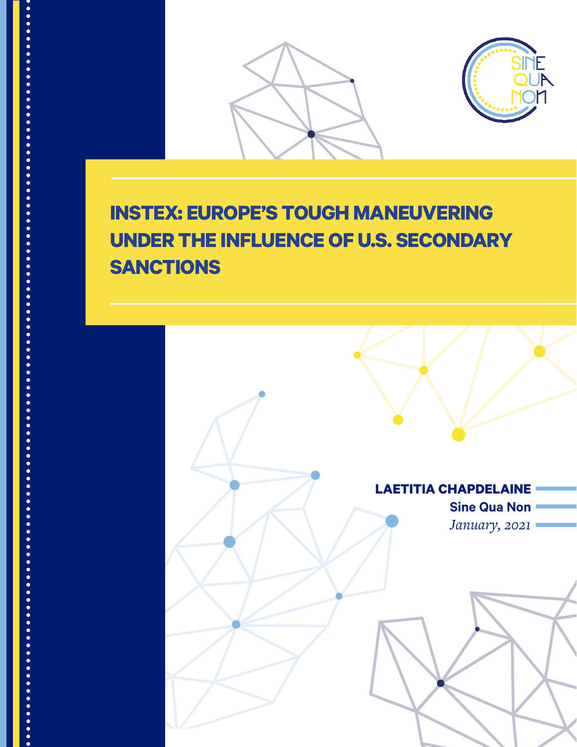# INSTEX: EUROPE'S TOUGH MANEUVERING UNDER THE INFLUENCE OF U.S. SECONDARY SANCTIONS

**LAETITIA CHAPDELAINE**

**Sine Qua Non**

*January, 2021*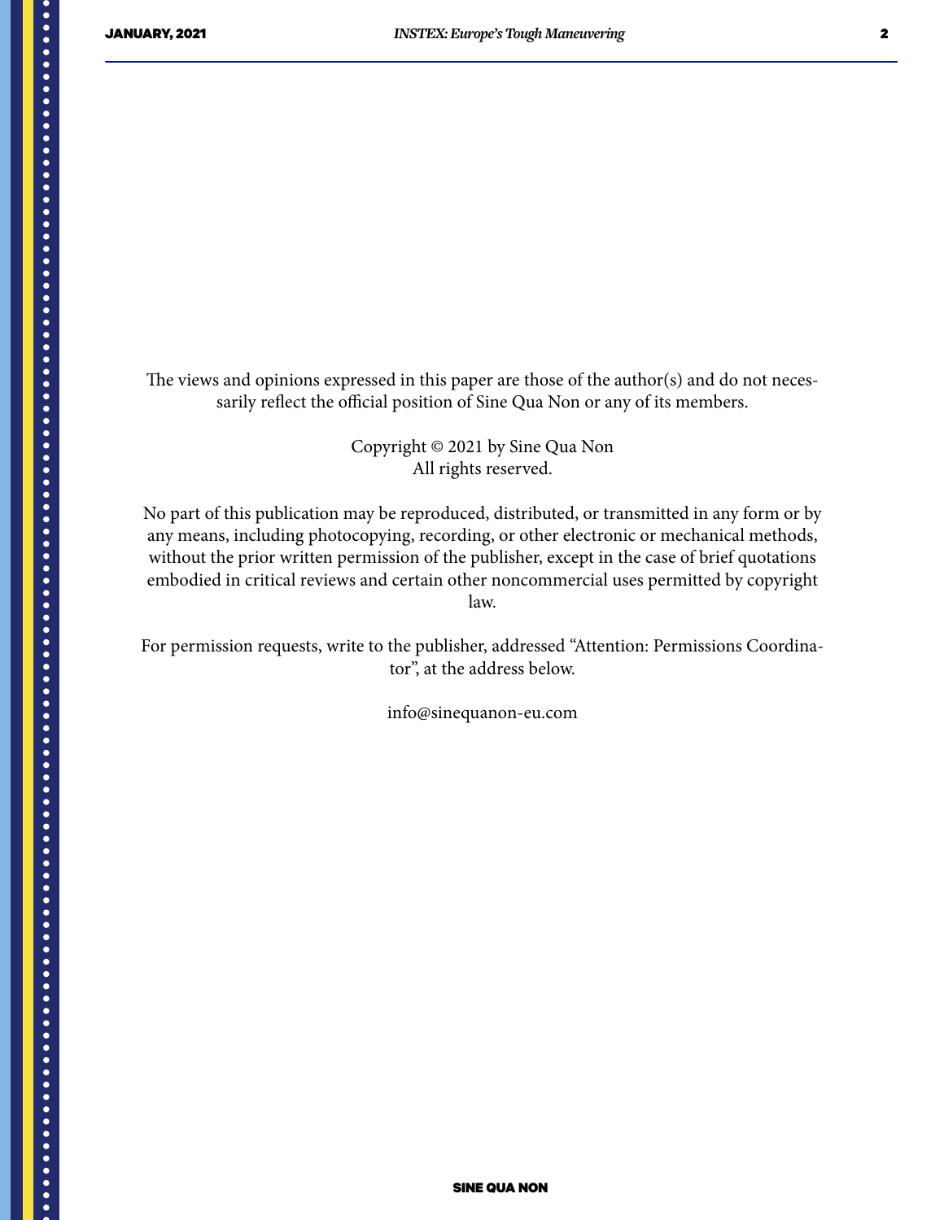The views and opinions expressed in this paper are those of the author(s) and do not necessarily reflect the official position of Sine Qua Non or any of its members.

Copyright © 2021 by Sine Qua Non
All rights reserved.

No part of this publication may be reproduced, distributed, or transmitted in any form or by any means, including photocopying, recording, or other electronic or mechanical methods, without the prior written permission of the publisher, except in the case of brief quotations embodied in critical reviews and certain other noncommercial uses permitted by copyright law.

For permission requests, write to the publisher, addressed "Attention: Permissions Coordinator", at the address below.

info@sinequanon-eu.com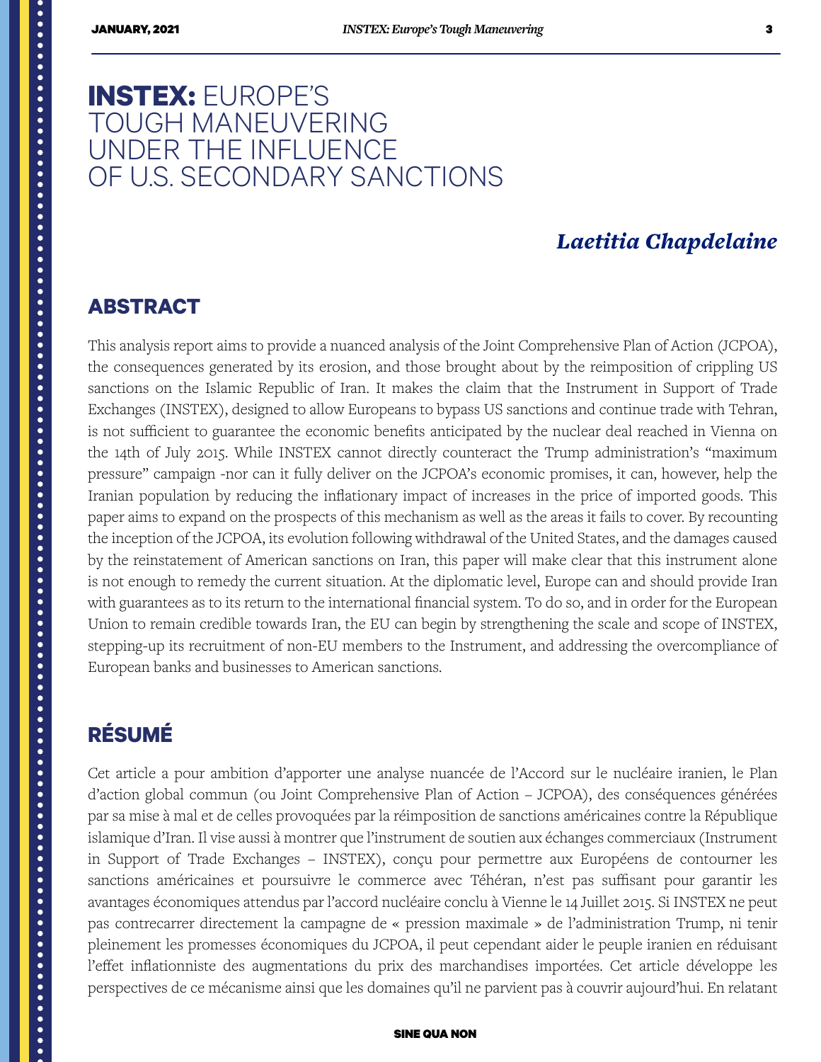# INSTEX: EUROPE'S TOUGH MANEUVERING UNDER THE INFLUENCE OF U.S. SECONDARY SANCTIONS

***Laetitia Chapdelaine***

## ABSTRACT

This analysis report aims to provide a nuanced analysis of the Joint Comprehensive Plan of Action (JCPOA), the consequences generated by its erosion, and those brought about by the reimposition of crippling US sanctions on the Islamic Republic of Iran. It makes the claim that the Instrument in Support of Trade Exchanges (INSTEX), designed to allow Europeans to bypass US sanctions and continue trade with Tehran, is not sufficient to guarantee the economic benefits anticipated by the nuclear deal reached in Vienna on the 14th of July 2015. While INSTEX cannot directly counteract the Trump administration's "maximum pressure" campaign -nor can it fully deliver on the JCPOA's economic promises, it can, however, help the Iranian population by reducing the inflationary impact of increases in the price of imported goods. This paper aims to expand on the prospects of this mechanism as well as the areas it fails to cover. By recounting the inception of the JCPOA, its evolution following withdrawal of the United States, and the damages caused by the reinstatement of American sanctions on Iran, this paper will make clear that this instrument alone is not enough to remedy the current situation. At the diplomatic level, Europe can and should provide Iran with guarantees as to its return to the international financial system. To do so, and in order for the European Union to remain credible towards Iran, the EU can begin by strengthening the scale and scope of INSTEX, stepping-up its recruitment of non-EU members to the Instrument, and addressing the overcompliance of European banks and businesses to American sanctions.

## RÉSUMÉ

Cet article a pour ambition d'apporter une analyse nuancée de l'Accord sur le nucléaire iranien, le Plan d'action global commun (ou Joint Comprehensive Plan of Action – JCPOA), des conséquences générées par sa mise à mal et de celles provoquées par la réimposition de sanctions américaines contre la République islamique d'Iran. Il vise aussi à montrer que l'instrument de soutien aux échanges commerciaux (Instrument in Support of Trade Exchanges – INSTEX), conçu pour permettre aux Européens de contourner les sanctions américaines et poursuivre le commerce avec Téhéran, n'est pas suffisant pour garantir les avantages économiques attendus par l'accord nucléaire conclu à Vienne le 14 Juillet 2015. Si INSTEX ne peut pas contrecarrer directement la campagne de « pression maximale » de l'administration Trump, ni tenir pleinement les promesses économiques du JCPOA, il peut cependant aider le peuple iranien en réduisant l'effet inflationniste des augmentations du prix des marchandises importées. Cet article développe les perspectives de ce mécanisme ainsi que les domaines qu'il ne parvient pas à couvrir aujourd'hui. En relatant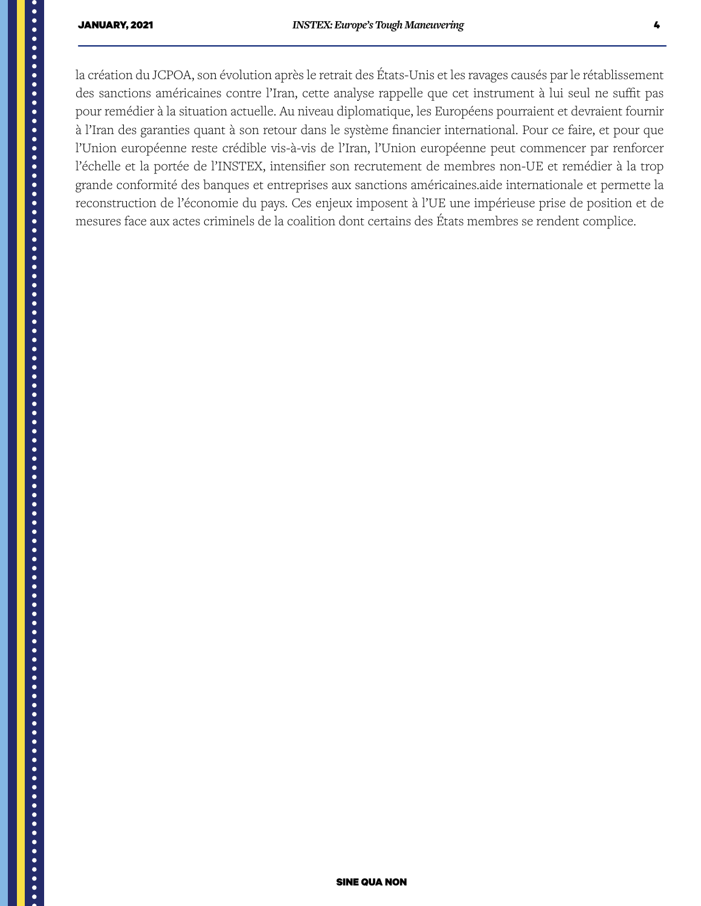la création du JCPOA, son évolution après le retrait des États-Unis et les ravages causés par le rétablissement des sanctions américaines contre l'Iran, cette analyse rappelle que cet instrument à lui seul ne suffit pas pour remédier à la situation actuelle. Au niveau diplomatique, les Européens pourraient et devraient fournir à l'Iran des garanties quant à son retour dans le système financier international. Pour ce faire, et pour que l'Union européenne reste crédible vis-à-vis de l'Iran, l'Union européenne peut commencer par renforcer l'échelle et la portée de l'INSTEX, intensifier son recrutement de membres non-UE et remédier à la trop grande conformité des banques et entreprises aux sanctions américaines.aide internationale et permette la reconstruction de l'économie du pays. Ces enjeux imposent à l'UE une impérieuse prise de position et de mesures face aux actes criminels de la coalition dont certains des États membres se rendent complice.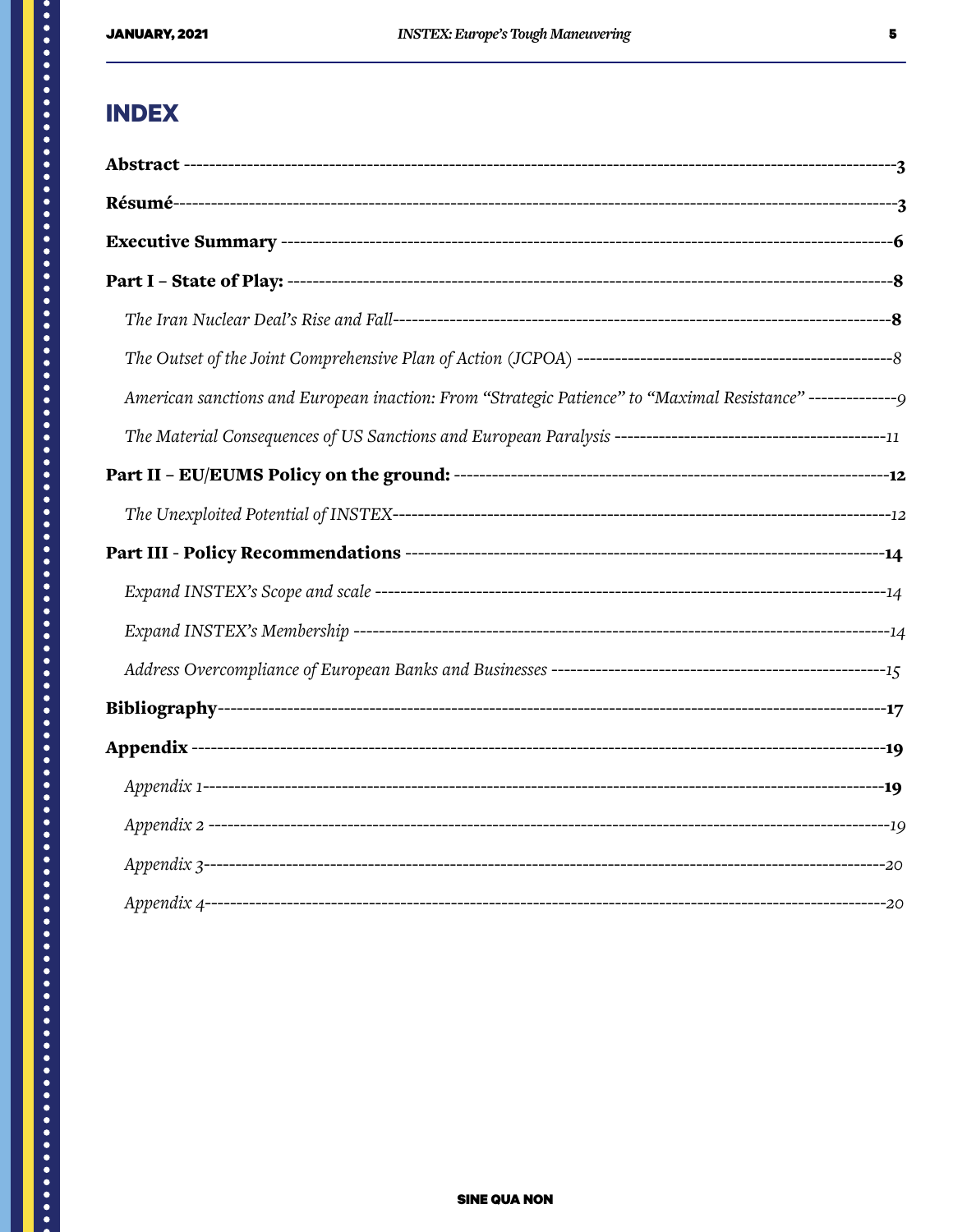# INDEX

**Abstract** ---------------------------------------------------------------------------------------------------- **3**

**Résumé**------------------------------------------------------------------------------------------------------- **3**

**Executive Summary** -------------------------------------------------------------------------------------- **6**

**Part I – State of Play:** ------------------------------------------------------------------------------------ **8**

*The Iran Nuclear Deal's Rise and Fall*------------------------------------------------------------------- **8**

*The Outset of the Joint Comprehensive Plan of Action (JCPOA)* ---------------------------------------- *8*

*American sanctions and European inaction: From "Strategic Patience" to "Maximal Resistance"* -------------- *9*

*The Material Consequences of US Sanctions and European Paralysis* -------------------------------------- *11*

**Part II – EU/EUMS Policy on the ground:** ---------------------------------------------------------------- **12**

*The Unexploited Potential of INSTEX*------------------------------------------------------------------ *12*

**Part III - Policy Recommendations** -------------------------------------------------------------------- **14**

*Expand INSTEX's Scope and scale* ------------------------------------------------------------------- *14*

*Expand INSTEX's Membership* ------------------------------------------------------------------------- *14*

*Address Overcompliance of European Banks and Businesses* ------------------------------------------- *15*

**Bibliography**-------------------------------------------------------------------------------------------------- **17**

**Appendix** ------------------------------------------------------------------------------------------------------ **19**

*Appendix 1*------------------------------------------------------------------------------------------------- **19**

*Appendix 2* ------------------------------------------------------------------------------------------------- *19*

*Appendix 3*------------------------------------------------------------------------------------------------- *20*

*Appendix 4*------------------------------------------------------------------------------------------------- *20*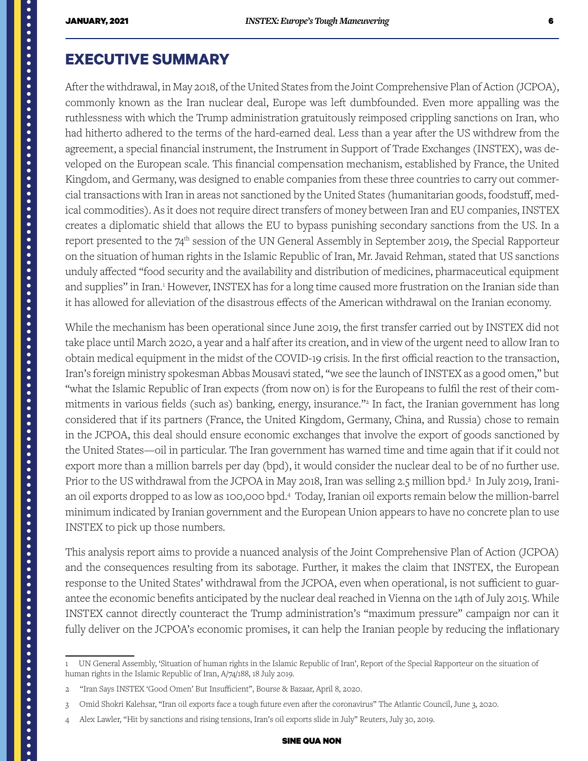## EXECUTIVE SUMMARY

After the withdrawal, in May 2018, of the United States from the Joint Comprehensive Plan of Action (JCPOA), commonly known as the Iran nuclear deal, Europe was left dumbfounded. Even more appalling was the ruthlessness with which the Trump administration gratuitously reimposed crippling sanctions on Iran, who had hitherto adhered to the terms of the hard-earned deal. Less than a year after the US withdrew from the agreement, a special financial instrument, the Instrument in Support of Trade Exchanges (INSTEX), was developed on the European scale. This financial compensation mechanism, established by France, the United Kingdom, and Germany, was designed to enable companies from these three countries to carry out commercial transactions with Iran in areas not sanctioned by the United States (humanitarian goods, foodstuff, medical commodities). As it does not require direct transfers of money between Iran and EU companies, INSTEX creates a diplomatic shield that allows the EU to bypass punishing secondary sanctions from the US. In a report presented to the 74th session of the UN General Assembly in September 2019, the Special Rapporteur on the situation of human rights in the Islamic Republic of Iran, Mr. Javaid Rehman, stated that US sanctions unduly affected "food security and the availability and distribution of medicines, pharmaceutical equipment and supplies" in Iran.[1] However, INSTEX has for a long time caused more frustration on the Iranian side than it has allowed for alleviation of the disastrous effects of the American withdrawal on the Iranian economy.

While the mechanism has been operational since June 2019, the first transfer carried out by INSTEX did not take place until March 2020, a year and a half after its creation, and in view of the urgent need to allow Iran to obtain medical equipment in the midst of the COVID-19 crisis. In the first official reaction to the transaction, Iran's foreign ministry spokesman Abbas Mousavi stated, "we see the launch of INSTEX as a good omen," but "what the Islamic Republic of Iran expects (from now on) is for the Europeans to fulfil the rest of their commitments in various fields (such as) banking, energy, insurance."[2] In fact, the Iranian government has long considered that if its partners (France, the United Kingdom, Germany, China, and Russia) chose to remain in the JCPOA, this deal should ensure economic exchanges that involve the export of goods sanctioned by the United States—oil in particular. The Iran government has warned time and time again that if it could not export more than a million barrels per day (bpd), it would consider the nuclear deal to be of no further use. Prior to the US withdrawal from the JCPOA in May 2018, Iran was selling 2.5 million bpd.[3] In July 2019, Iranian oil exports dropped to as low as 100,000 bpd.[4] Today, Iranian oil exports remain below the million-barrel minimum indicated by Iranian government and the European Union appears to have no concrete plan to use INSTEX to pick up those numbers.

This analysis report aims to provide a nuanced analysis of the Joint Comprehensive Plan of Action (JCPOA) and the consequences resulting from its sabotage. Further, it makes the claim that INSTEX, the European response to the United States' withdrawal from the JCPOA, even when operational, is not sufficient to guarantee the economic benefits anticipated by the nuclear deal reached in Vienna on the 14th of July 2015. While INSTEX cannot directly counteract the Trump administration's "maximum pressure" campaign nor can it fully deliver on the JCPOA's economic promises, it can help the Iranian people by reducing the inflationary

---

1 UN General Assembly, 'Situation of human rights in the Islamic Republic of Iran', Report of the Special Rapporteur on the situation of human rights in the Islamic Republic of Iran, A/74/188, 18 July 2019.

2 "Iran Says INSTEX 'Good Omen' But Insufficient", Bourse & Bazaar, April 8, 2020.

3 Omid Shokri Kalehsar, "Iran oil exports face a tough future even after the coronavirus" The Atlantic Council, June 3, 2020.

4 Alex Lawler, "Hit by sanctions and rising tensions, Iran's oil exports slide in July" Reuters, July 30, 2019.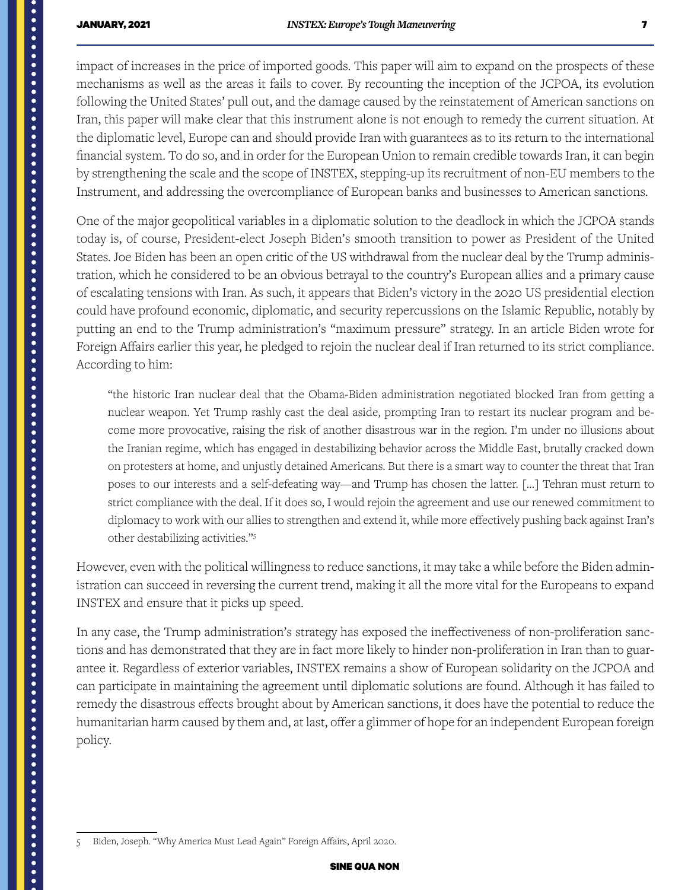impact of increases in the price of imported goods. This paper will aim to expand on the prospects of these mechanisms as well as the areas it fails to cover. By recounting the inception of the JCPOA, its evolution following the United States' pull out, and the damage caused by the reinstatement of American sanctions on Iran, this paper will make clear that this instrument alone is not enough to remedy the current situation. At the diplomatic level, Europe can and should provide Iran with guarantees as to its return to the international financial system. To do so, and in order for the European Union to remain credible towards Iran, it can begin by strengthening the scale and the scope of INSTEX, stepping-up its recruitment of non-EU members to the Instrument, and addressing the overcompliance of European banks and businesses to American sanctions.

One of the major geopolitical variables in a diplomatic solution to the deadlock in which the JCPOA stands today is, of course, President-elect Joseph Biden's smooth transition to power as President of the United States. Joe Biden has been an open critic of the US withdrawal from the nuclear deal by the Trump administration, which he considered to be an obvious betrayal to the country's European allies and a primary cause of escalating tensions with Iran. As such, it appears that Biden's victory in the 2020 US presidential election could have profound economic, diplomatic, and security repercussions on the Islamic Republic, notably by putting an end to the Trump administration's "maximum pressure" strategy. In an article Biden wrote for Foreign Affairs earlier this year, he pledged to rejoin the nuclear deal if Iran returned to its strict compliance. According to him:

> "the historic Iran nuclear deal that the Obama-Biden administration negotiated blocked Iran from getting a nuclear weapon. Yet Trump rashly cast the deal aside, prompting Iran to restart its nuclear program and become more provocative, raising the risk of another disastrous war in the region. I'm under no illusions about the Iranian regime, which has engaged in destabilizing behavior across the Middle East, brutally cracked down on protesters at home, and unjustly detained Americans. But there is a smart way to counter the threat that Iran poses to our interests and a self-defeating way—and Trump has chosen the latter. [...] Tehran must return to strict compliance with the deal. If it does so, I would rejoin the agreement and use our renewed commitment to diplomacy to work with our allies to strengthen and extend it, while more effectively pushing back against Iran's other destabilizing activities."[5]

However, even with the political willingness to reduce sanctions, it may take a while before the Biden administration can succeed in reversing the current trend, making it all the more vital for the Europeans to expand INSTEX and ensure that it picks up speed.

In any case, the Trump administration's strategy has exposed the ineffectiveness of non-proliferation sanctions and has demonstrated that they are in fact more likely to hinder non-proliferation in Iran than to guarantee it. Regardless of exterior variables, INSTEX remains a show of European solidarity on the JCPOA and can participate in maintaining the agreement until diplomatic solutions are found. Although it has failed to remedy the disastrous effects brought about by American sanctions, it does have the potential to reduce the humanitarian harm caused by them and, at last, offer a glimmer of hope for an independent European foreign policy.

---

5 Biden, Joseph. "Why America Must Lead Again" Foreign Affairs, April 2020.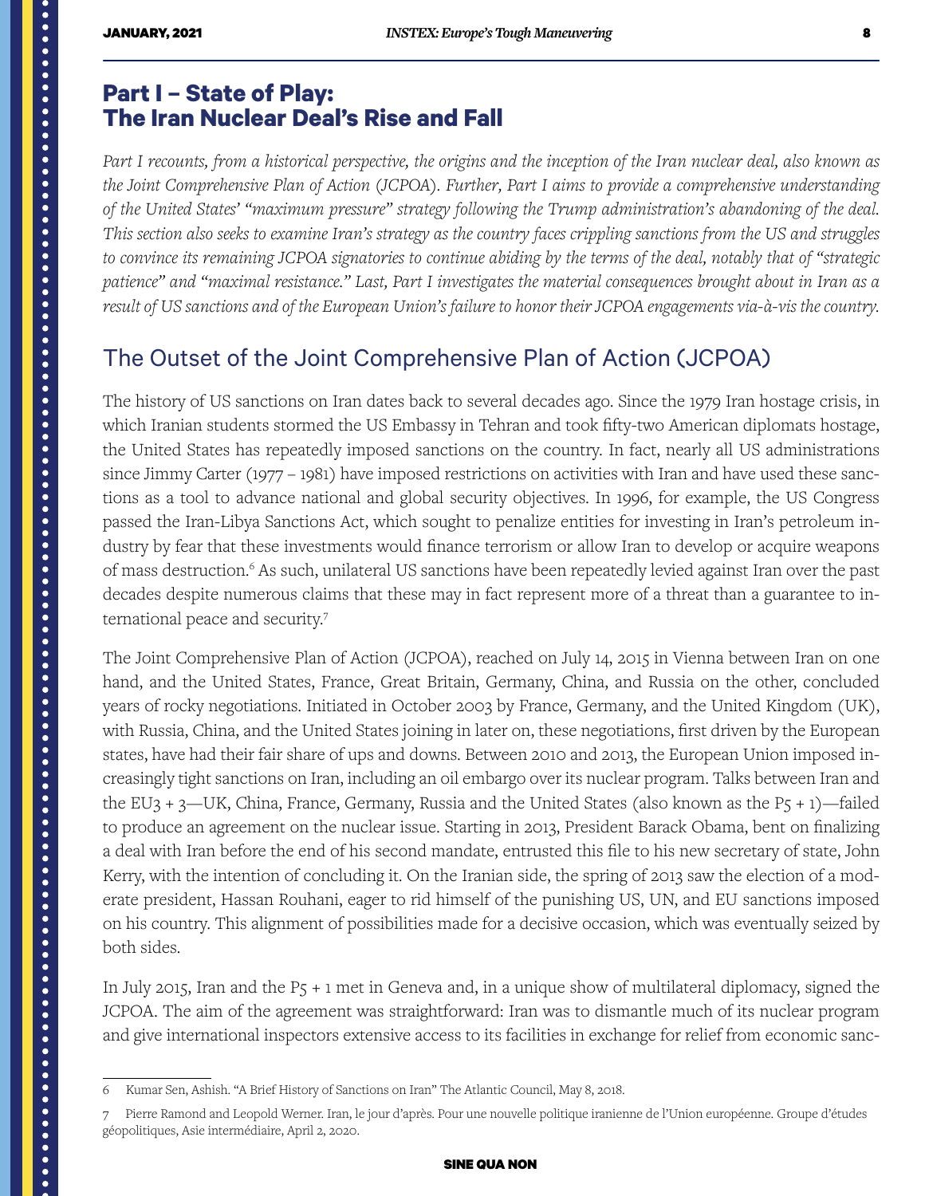## Part I – State of Play: The Iran Nuclear Deal's Rise and Fall

*Part I recounts, from a historical perspective, the origins and the inception of the Iran nuclear deal, also known as the Joint Comprehensive Plan of Action (JCPOA). Further, Part I aims to provide a comprehensive understanding of the United States' "maximum pressure" strategy following the Trump administration's abandoning of the deal. This section also seeks to examine Iran's strategy as the country faces crippling sanctions from the US and struggles to convince its remaining JCPOA signatories to continue abiding by the terms of the deal, notably that of "strategic patience" and "maximal resistance." Last, Part I investigates the material consequences brought about in Iran as a result of US sanctions and of the European Union's failure to honor their JCPOA engagements via-à-vis the country.*

### The Outset of the Joint Comprehensive Plan of Action (JCPOA)

The history of US sanctions on Iran dates back to several decades ago. Since the 1979 Iran hostage crisis, in which Iranian students stormed the US Embassy in Tehran and took fifty-two American diplomats hostage, the United States has repeatedly imposed sanctions on the country. In fact, nearly all US administrations since Jimmy Carter (1977 – 1981) have imposed restrictions on activities with Iran and have used these sanctions as a tool to advance national and global security objectives. In 1996, for example, the US Congress passed the Iran-Libya Sanctions Act, which sought to penalize entities for investing in Iran's petroleum industry by fear that these investments would finance terrorism or allow Iran to develop or acquire weapons of mass destruction.[6] As such, unilateral US sanctions have been repeatedly levied against Iran over the past decades despite numerous claims that these may in fact represent more of a threat than a guarantee to international peace and security.[7]

The Joint Comprehensive Plan of Action (JCPOA), reached on July 14, 2015 in Vienna between Iran on one hand, and the United States, France, Great Britain, Germany, China, and Russia on the other, concluded years of rocky negotiations. Initiated in October 2003 by France, Germany, and the United Kingdom (UK), with Russia, China, and the United States joining in later on, these negotiations, first driven by the European states, have had their fair share of ups and downs. Between 2010 and 2013, the European Union imposed increasingly tight sanctions on Iran, including an oil embargo over its nuclear program. Talks between Iran and the EU3 + 3—UK, China, France, Germany, Russia and the United States (also known as the P5 + 1)—failed to produce an agreement on the nuclear issue. Starting in 2013, President Barack Obama, bent on finalizing a deal with Iran before the end of his second mandate, entrusted this file to his new secretary of state, John Kerry, with the intention of concluding it. On the Iranian side, the spring of 2013 saw the election of a moderate president, Hassan Rouhani, eager to rid himself of the punishing US, UN, and EU sanctions imposed on his country. This alignment of possibilities made for a decisive occasion, which was eventually seized by both sides.

In July 2015, Iran and the P5 + 1 met in Geneva and, in a unique show of multilateral diplomacy, signed the JCPOA. The aim of the agreement was straightforward: Iran was to dismantle much of its nuclear program and give international inspectors extensive access to its facilities in exchange for relief from economic sanc-

---

6 Kumar Sen, Ashish. "A Brief History of Sanctions on Iran" The Atlantic Council, May 8, 2018.

7 Pierre Ramond and Leopold Werner. Iran, le jour d'après. Pour une nouvelle politique iranienne de l'Union européenne. Groupe d'études géopolitiques, Asie intermédiaire, April 2, 2020.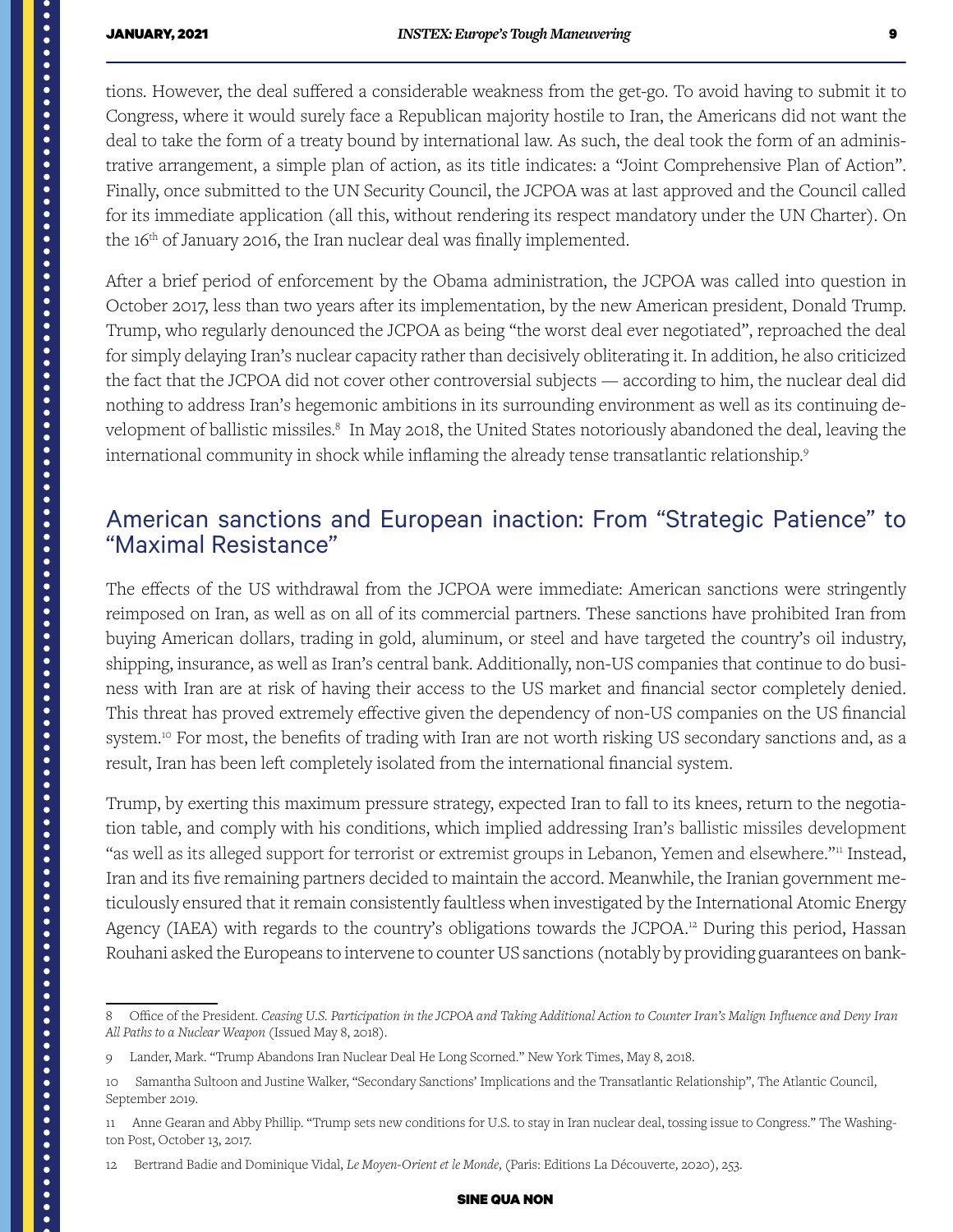tions. However, the deal suffered a considerable weakness from the get-go. To avoid having to submit it to Congress, where it would surely face a Republican majority hostile to Iran, the Americans did not want the deal to take the form of a treaty bound by international law. As such, the deal took the form of an administrative arrangement, a simple plan of action, as its title indicates: a "Joint Comprehensive Plan of Action". Finally, once submitted to the UN Security Council, the JCPOA was at last approved and the Council called for its immediate application (all this, without rendering its respect mandatory under the UN Charter). On the 16th of January 2016, the Iran nuclear deal was finally implemented.

After a brief period of enforcement by the Obama administration, the JCPOA was called into question in October 2017, less than two years after its implementation, by the new American president, Donald Trump. Trump, who regularly denounced the JCPOA as being "the worst deal ever negotiated", reproached the deal for simply delaying Iran's nuclear capacity rather than decisively obliterating it. In addition, he also criticized the fact that the JCPOA did not cover other controversial subjects — according to him, the nuclear deal did nothing to address Iran's hegemonic ambitions in its surrounding environment as well as its continuing development of ballistic missiles.[8] In May 2018, the United States notoriously abandoned the deal, leaving the international community in shock while inflaming the already tense transatlantic relationship.[9]

## American sanctions and European inaction: From "Strategic Patience" to "Maximal Resistance"

The effects of the US withdrawal from the JCPOA were immediate: American sanctions were stringently reimposed on Iran, as well as on all of its commercial partners. These sanctions have prohibited Iran from buying American dollars, trading in gold, aluminum, or steel and have targeted the country's oil industry, shipping, insurance, as well as Iran's central bank. Additionally, non-US companies that continue to do business with Iran are at risk of having their access to the US market and financial sector completely denied. This threat has proved extremely effective given the dependency of non-US companies on the US financial system.[10] For most, the benefits of trading with Iran are not worth risking US secondary sanctions and, as a result, Iran has been left completely isolated from the international financial system.

Trump, by exerting this maximum pressure strategy, expected Iran to fall to its knees, return to the negotiation table, and comply with his conditions, which implied addressing Iran's ballistic missiles development "as well as its alleged support for terrorist or extremist groups in Lebanon, Yemen and elsewhere."[11] Instead, Iran and its five remaining partners decided to maintain the accord. Meanwhile, the Iranian government meticulously ensured that it remain consistently faultless when investigated by the International Atomic Energy Agency (IAEA) with regards to the country's obligations towards the JCPOA.[12] During this period, Hassan Rouhani asked the Europeans to intervene to counter US sanctions (notably by providing guarantees on bank-

---

8 Office of the President. *Ceasing U.S. Participation in the JCPOA and Taking Additional Action to Counter Iran's Malign Influence and Deny Iran All Paths to a Nuclear Weapon* (Issued May 8, 2018).

9 Lander, Mark. "Trump Abandons Iran Nuclear Deal He Long Scorned." New York Times, May 8, 2018.

10 Samantha Sultoon and Justine Walker, "Secondary Sanctions' Implications and the Transatlantic Relationship", The Atlantic Council, September 2019.

11 Anne Gearan and Abby Phillip. "Trump sets new conditions for U.S. to stay in Iran nuclear deal, tossing issue to Congress." The Washington Post, October 13, 2017.

12 Bertrand Badie and Dominique Vidal, *Le Moyen-Orient et le Monde*, (Paris: Editions La Découverte, 2020), 253.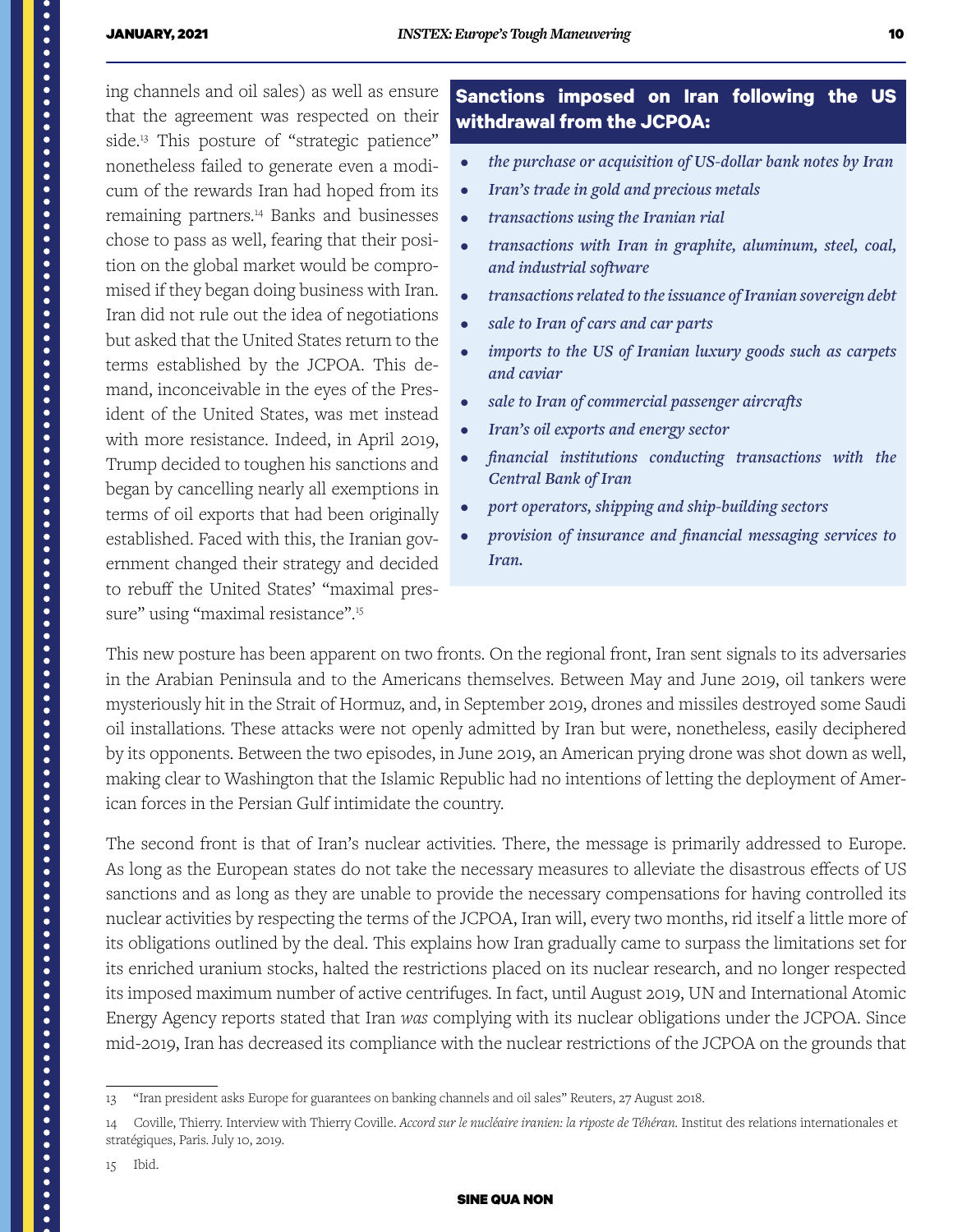ing channels and oil sales) as well as ensure that the agreement was respected on their side.[13] This posture of "strategic patience" nonetheless failed to generate even a modicum of the rewards Iran had hoped from its remaining partners.[14] Banks and businesses chose to pass as well, fearing that their position on the global market would be compromised if they began doing business with Iran. Iran did not rule out the idea of negotiations but asked that the United States return to the terms established by the JCPOA. This demand, inconceivable in the eyes of the President of the United States, was met instead with more resistance. Indeed, in April 2019, Trump decided to toughen his sanctions and began by cancelling nearly all exemptions in terms of oil exports that had been originally established. Faced with this, the Iranian government changed their strategy and decided to rebuff the United States' "maximal pressure" using "maximal resistance".[15]

**Sanctions imposed on Iran following the US withdrawal from the JCPOA:**

- *the purchase or acquisition of US-dollar bank notes by Iran*
- *Iran's trade in gold and precious metals*
- *transactions using the Iranian rial*
- *transactions with Iran in graphite, aluminum, steel, coal, and industrial software*
- *transactions related to the issuance of Iranian sovereign debt*
- *sale to Iran of cars and car parts*
- *imports to the US of Iranian luxury goods such as carpets and caviar*
- *sale to Iran of commercial passenger aircrafts*
- *Iran's oil exports and energy sector*
- *financial institutions conducting transactions with the Central Bank of Iran*
- *port operators, shipping and ship-building sectors*
- *provision of insurance and financial messaging services to Iran.*

This new posture has been apparent on two fronts. On the regional front, Iran sent signals to its adversaries in the Arabian Peninsula and to the Americans themselves. Between May and June 2019, oil tankers were mysteriously hit in the Strait of Hormuz, and, in September 2019, drones and missiles destroyed some Saudi oil installations. These attacks were not openly admitted by Iran but were, nonetheless, easily deciphered by its opponents. Between the two episodes, in June 2019, an American prying drone was shot down as well, making clear to Washington that the Islamic Republic had no intentions of letting the deployment of American forces in the Persian Gulf intimidate the country.

The second front is that of Iran's nuclear activities. There, the message is primarily addressed to Europe. As long as the European states do not take the necessary measures to alleviate the disastrous effects of US sanctions and as long as they are unable to provide the necessary compensations for having controlled its nuclear activities by respecting the terms of the JCPOA, Iran will, every two months, rid itself a little more of its obligations outlined by the deal. This explains how Iran gradually came to surpass the limitations set for its enriched uranium stocks, halted the restrictions placed on its nuclear research, and no longer respected its imposed maximum number of active centrifuges. In fact, until August 2019, UN and International Atomic Energy Agency reports stated that Iran *was* complying with its nuclear obligations under the JCPOA. Since mid-2019, Iran has decreased its compliance with the nuclear restrictions of the JCPOA on the grounds that

---

13 "Iran president asks Europe for guarantees on banking channels and oil sales" Reuters, 27 August 2018.

14 Coville, Thierry. Interview with Thierry Coville. *Accord sur le nucléaire iranien: la riposte de Téhéran.* Institut des relations internationales et stratégiques, Paris. July 10, 2019.

15 Ibid.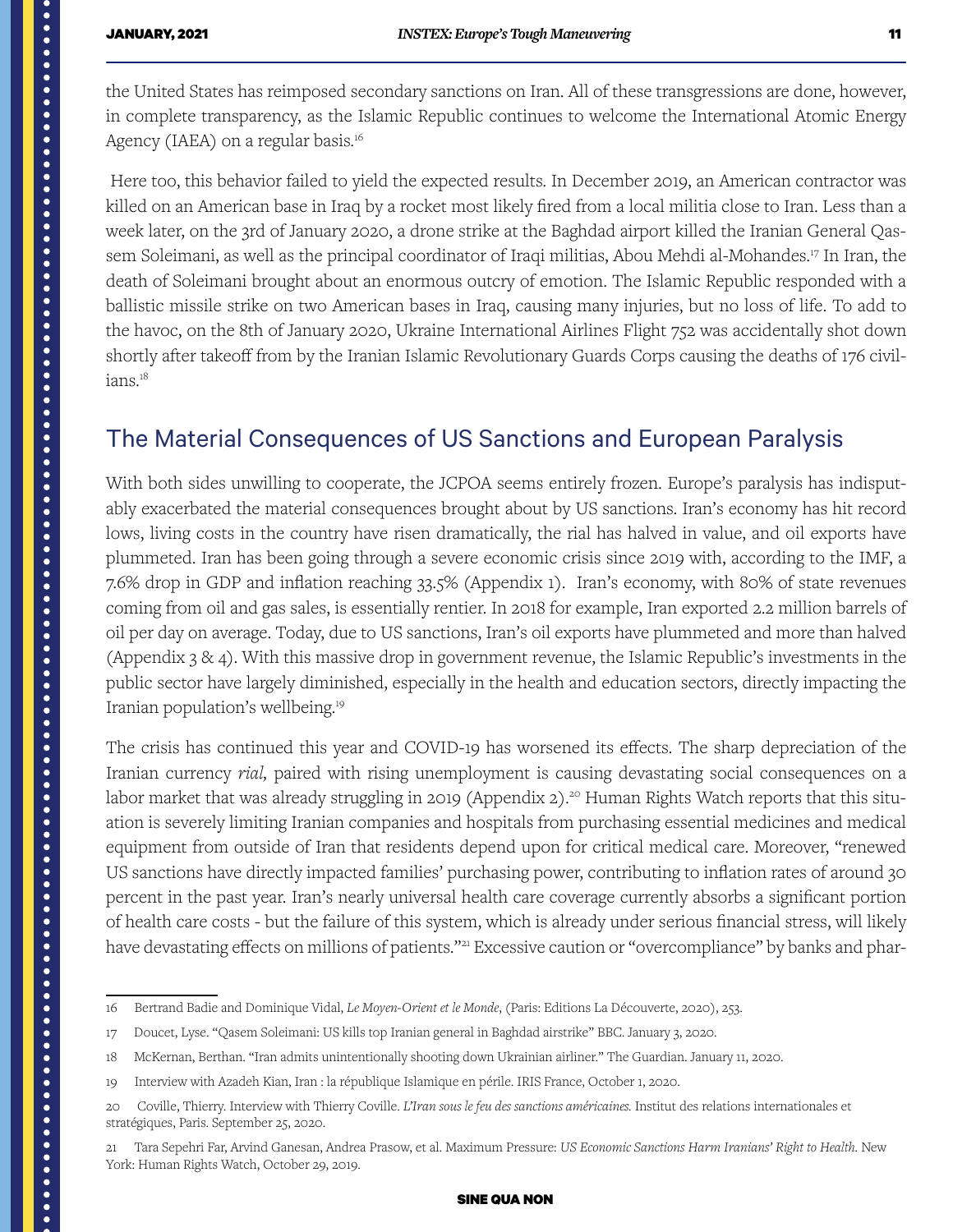the United States has reimposed secondary sanctions on Iran. All of these transgressions are done, however, in complete transparency, as the Islamic Republic continues to welcome the International Atomic Energy Agency (IAEA) on a regular basis.[16]

Here too, this behavior failed to yield the expected results. In December 2019, an American contractor was killed on an American base in Iraq by a rocket most likely fired from a local militia close to Iran. Less than a week later, on the 3rd of January 2020, a drone strike at the Baghdad airport killed the Iranian General Qassem Soleimani, as well as the principal coordinator of Iraqi militias, Abou Mehdi al-Mohandes.[17] In Iran, the death of Soleimani brought about an enormous outcry of emotion. The Islamic Republic responded with a ballistic missile strike on two American bases in Iraq, causing many injuries, but no loss of life. To add to the havoc, on the 8th of January 2020, Ukraine International Airlines Flight 752 was accidentally shot down shortly after takeoff from by the Iranian Islamic Revolutionary Guards Corps causing the deaths of 176 civilians.[18]

## The Material Consequences of US Sanctions and European Paralysis

With both sides unwilling to cooperate, the JCPOA seems entirely frozen. Europe's paralysis has indisputably exacerbated the material consequences brought about by US sanctions. Iran's economy has hit record lows, living costs in the country have risen dramatically, the rial has halved in value, and oil exports have plummeted. Iran has been going through a severe economic crisis since 2019 with, according to the IMF, a 7.6% drop in GDP and inflation reaching 33.5% (Appendix 1). Iran's economy, with 80% of state revenues coming from oil and gas sales, is essentially rentier. In 2018 for example, Iran exported 2.2 million barrels of oil per day on average. Today, due to US sanctions, Iran's oil exports have plummeted and more than halved (Appendix 3 & 4). With this massive drop in government revenue, the Islamic Republic's investments in the public sector have largely diminished, especially in the health and education sectors, directly impacting the Iranian population's wellbeing.[19]

The crisis has continued this year and COVID-19 has worsened its effects. The sharp depreciation of the Iranian currency *rial,* paired with rising unemployment is causing devastating social consequences on a labor market that was already struggling in 2019 (Appendix 2).[20] Human Rights Watch reports that this situation is severely limiting Iranian companies and hospitals from purchasing essential medicines and medical equipment from outside of Iran that residents depend upon for critical medical care. Moreover, "renewed US sanctions have directly impacted families' purchasing power, contributing to inflation rates of around 30 percent in the past year. Iran's nearly universal health care coverage currently absorbs a significant portion of health care costs - but the failure of this system, which is already under serious financial stress, will likely have devastating effects on millions of patients."[21] Excessive caution or "overcompliance" by banks and phar-

---

16 Bertrand Badie and Dominique Vidal, *Le Moyen-Orient et le Monde*, (Paris: Editions La Découverte, 2020), 253.

17 Doucet, Lyse. "Qasem Soleimani: US kills top Iranian general in Baghdad airstrike" BBC. January 3, 2020.

18 McKernan, Berthan. "Iran admits unintentionally shooting down Ukrainian airliner." The Guardian. January 11, 2020.

19 Interview with Azadeh Kian, Iran : la république Islamique en périle. IRIS France, October 1, 2020.

20 Coville, Thierry. Interview with Thierry Coville. *L'Iran sous le feu des sanctions américaines.* Institut des relations internationales et stratégiques, Paris. September 25, 2020.

21 Tara Sepehri Far, Arvind Ganesan, Andrea Prasow, et al. Maximum Pressure: *US Economic Sanctions Harm Iranians' Right to Health.* New York: Human Rights Watch, October 29, 2019.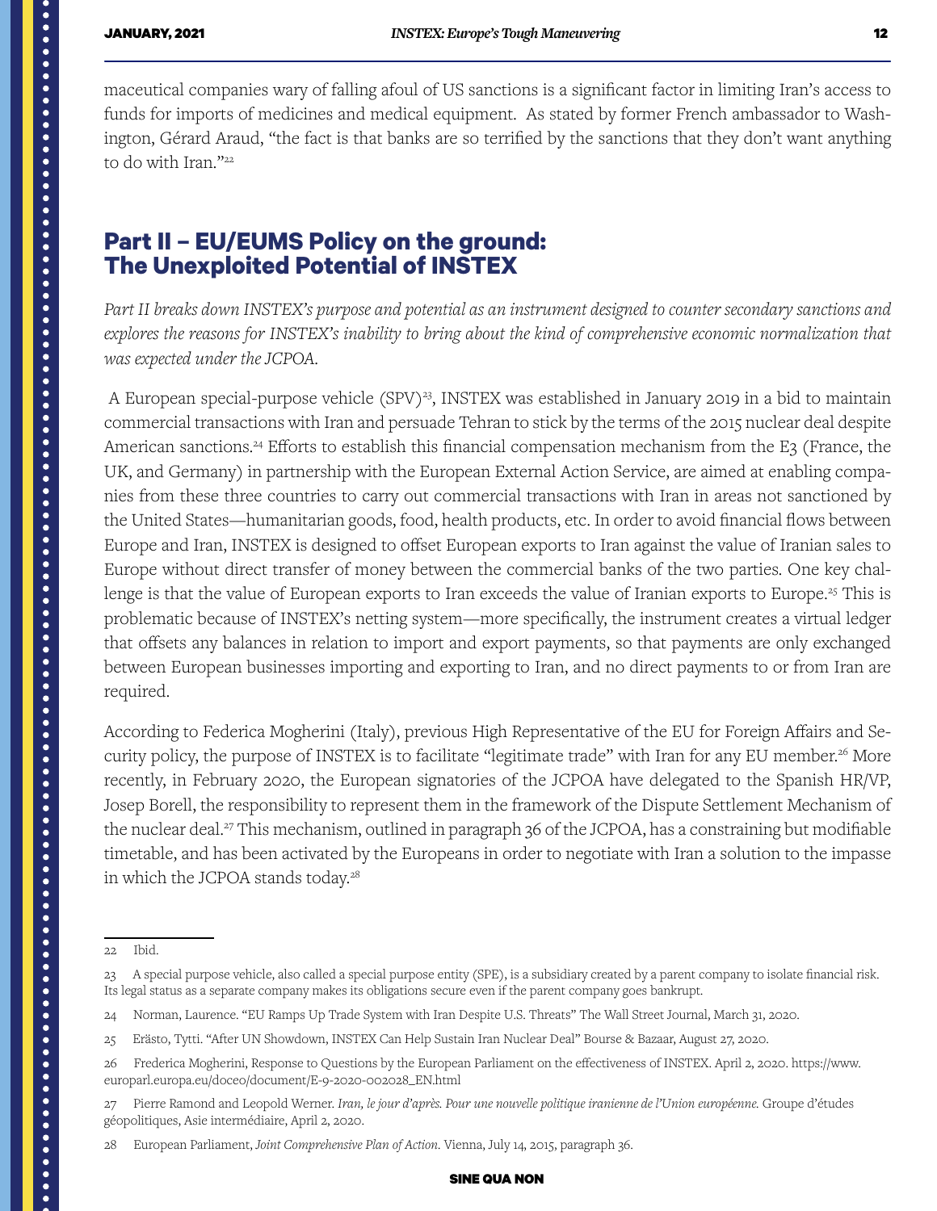maceutical companies wary of falling afoul of US sanctions is a significant factor in limiting Iran's access to funds for imports of medicines and medical equipment. As stated by former French ambassador to Washington, Gérard Araud, "the fact is that banks are so terrified by the sanctions that they don't want anything to do with Iran."[22]

## Part II – EU/EUMS Policy on the ground: The Unexploited Potential of INSTEX

*Part II breaks down INSTEX's purpose and potential as an instrument designed to counter secondary sanctions and explores the reasons for INSTEX's inability to bring about the kind of comprehensive economic normalization that was expected under the JCPOA.*

A European special-purpose vehicle (SPV)[23], INSTEX was established in January 2019 in a bid to maintain commercial transactions with Iran and persuade Tehran to stick by the terms of the 2015 nuclear deal despite American sanctions.[24] Efforts to establish this financial compensation mechanism from the E3 (France, the UK, and Germany) in partnership with the European External Action Service, are aimed at enabling companies from these three countries to carry out commercial transactions with Iran in areas not sanctioned by the United States—humanitarian goods, food, health products, etc. In order to avoid financial flows between Europe and Iran, INSTEX is designed to offset European exports to Iran against the value of Iranian sales to Europe without direct transfer of money between the commercial banks of the two parties. One key challenge is that the value of European exports to Iran exceeds the value of Iranian exports to Europe.[25] This is problematic because of INSTEX's netting system—more specifically, the instrument creates a virtual ledger that offsets any balances in relation to import and export payments, so that payments are only exchanged between European businesses importing and exporting to Iran, and no direct payments to or from Iran are required.

According to Federica Mogherini (Italy), previous High Representative of the EU for Foreign Affairs and Security policy, the purpose of INSTEX is to facilitate "legitimate trade" with Iran for any EU member.[26] More recently, in February 2020, the European signatories of the JCPOA have delegated to the Spanish HR/VP, Josep Borell, the responsibility to represent them in the framework of the Dispute Settlement Mechanism of the nuclear deal.[27] This mechanism, outlined in paragraph 36 of the JCPOA, has a constraining but modifiable timetable, and has been activated by the Europeans in order to negotiate with Iran a solution to the impasse in which the JCPOA stands today.[28]

---

22 Ibid.

23 A special purpose vehicle, also called a special purpose entity (SPE), is a subsidiary created by a parent company to isolate financial risk. Its legal status as a separate company makes its obligations secure even if the parent company goes bankrupt.

24 Norman, Laurence. "EU Ramps Up Trade System with Iran Despite U.S. Threats" The Wall Street Journal, March 31, 2020.

25 Erästo, Tytti. "After UN Showdown, INSTEX Can Help Sustain Iran Nuclear Deal" Bourse & Bazaar, August 27, 2020.

26 Frederica Mogherini, Response to Questions by the European Parliament on the effectiveness of INSTEX. April 2, 2020. https://www.europarl.europa.eu/doceo/document/E-9-2020-002028_EN.html

27 Pierre Ramond and Leopold Werner. *Iran, le jour d'après. Pour une nouvelle politique iranienne de l'Union européenne.* Groupe d'études géopolitiques, Asie intermédiaire, April 2, 2020.

28 European Parliament, *Joint Comprehensive Plan of Action*. Vienna, July 14, 2015, paragraph 36.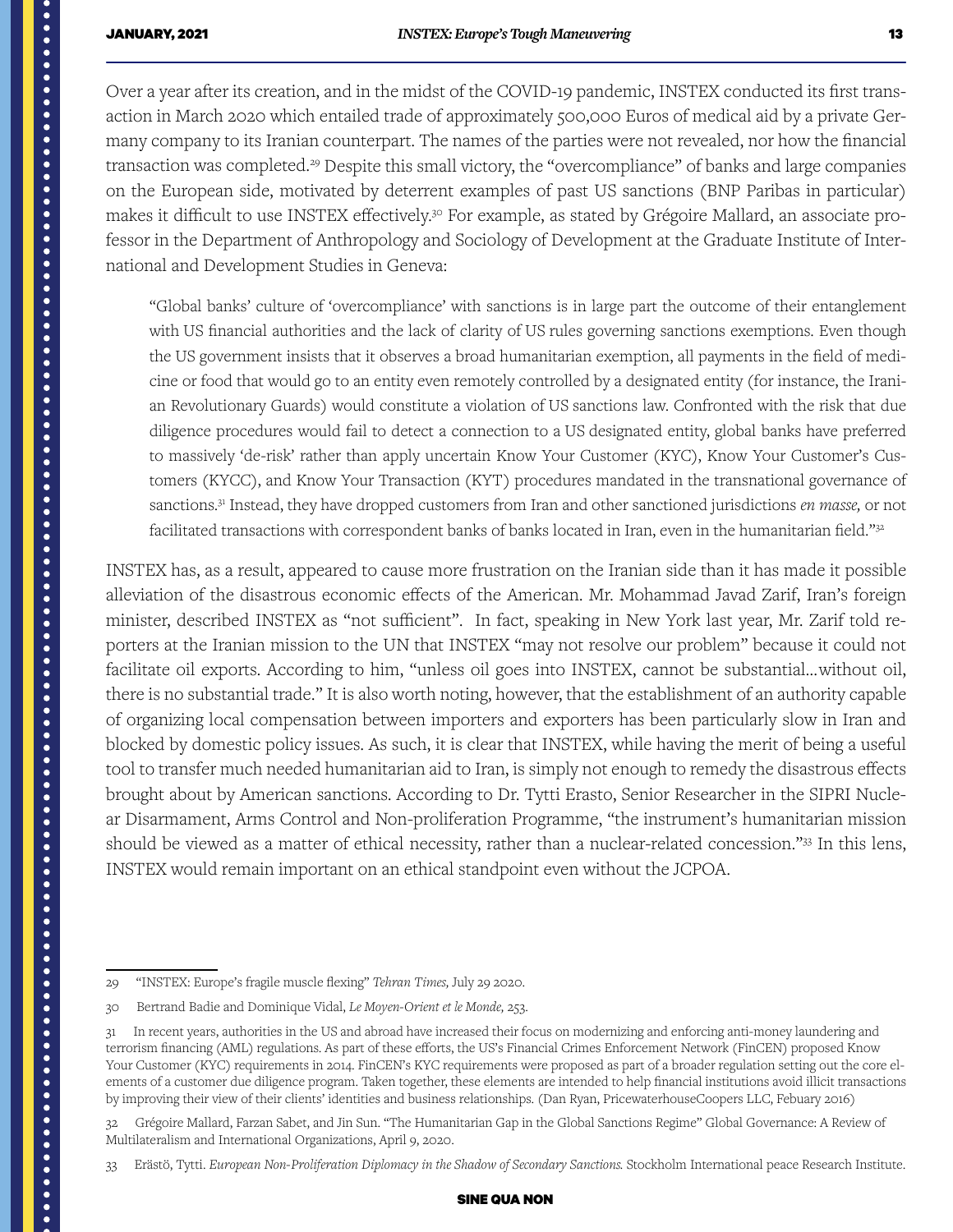Over a year after its creation, and in the midst of the COVID-19 pandemic, INSTEX conducted its first transaction in March 2020 which entailed trade of approximately 500,000 Euros of medical aid by a private Germany company to its Iranian counterpart. The names of the parties were not revealed, nor how the financial transaction was completed.[29] Despite this small victory, the "overcompliance" of banks and large companies on the European side, motivated by deterrent examples of past US sanctions (BNP Paribas in particular) makes it difficult to use INSTEX effectively.[30] For example, as stated by Grégoire Mallard, an associate professor in the Department of Anthropology and Sociology of Development at the Graduate Institute of International and Development Studies in Geneva:

> "Global banks' culture of 'overcompliance' with sanctions is in large part the outcome of their entanglement with US financial authorities and the lack of clarity of US rules governing sanctions exemptions. Even though the US government insists that it observes a broad humanitarian exemption, all payments in the field of medicine or food that would go to an entity even remotely controlled by a designated entity (for instance, the Iranian Revolutionary Guards) would constitute a violation of US sanctions law. Confronted with the risk that due diligence procedures would fail to detect a connection to a US designated entity, global banks have preferred to massively 'de-risk' rather than apply uncertain Know Your Customer (KYC), Know Your Customer's Customers (KYCC), and Know Your Transaction (KYT) procedures mandated in the transnational governance of sanctions.[31] Instead, they have dropped customers from Iran and other sanctioned jurisdictions *en masse,* or not facilitated transactions with correspondent banks of banks located in Iran, even in the humanitarian field."[32]

INSTEX has, as a result, appeared to cause more frustration on the Iranian side than it has made it possible alleviation of the disastrous economic effects of the American. Mr. Mohammad Javad Zarif, Iran's foreign minister, described INSTEX as "not sufficient". In fact, speaking in New York last year, Mr. Zarif told reporters at the Iranian mission to the UN that INSTEX "may not resolve our problem" because it could not facilitate oil exports. According to him, "unless oil goes into INSTEX, cannot be substantial…without oil, there is no substantial trade." It is also worth noting, however, that the establishment of an authority capable of organizing local compensation between importers and exporters has been particularly slow in Iran and blocked by domestic policy issues. As such, it is clear that INSTEX, while having the merit of being a useful tool to transfer much needed humanitarian aid to Iran, is simply not enough to remedy the disastrous effects brought about by American sanctions. According to Dr. Tytti Erasto, Senior Researcher in the SIPRI Nuclear Disarmament, Arms Control and Non-proliferation Programme, "the instrument's humanitarian mission should be viewed as a matter of ethical necessity, rather than a nuclear-related concession."[33] In this lens, INSTEX would remain important on an ethical standpoint even without the JCPOA.

---

29 "INSTEX: Europe's fragile muscle flexing" *Tehran Times,* July 29 2020.

30 Bertrand Badie and Dominique Vidal, *Le Moyen-Orient et le Monde,* 253.

31 In recent years, authorities in the US and abroad have increased their focus on modernizing and enforcing anti-money laundering and terrorism financing (AML) regulations. As part of these efforts, the US's Financial Crimes Enforcement Network (FinCEN) proposed Know Your Customer (KYC) requirements in 2014. FinCEN's KYC requirements were proposed as part of a broader regulation setting out the core elements of a customer due diligence program. Taken together, these elements are intended to help financial institutions avoid illicit transactions by improving their view of their clients' identities and business relationships. (Dan Ryan, PricewaterhouseCoopers LLC, Febuary 2016)

32 Grégoire Mallard, Farzan Sabet, and Jin Sun. "The Humanitarian Gap in the Global Sanctions Regime" Global Governance: A Review of Multilateralism and International Organizations, April 9, 2020.

33 Erästö, Tytti. *European Non-Proliferation Diplomacy in the Shadow of Secondary Sanctions.* Stockholm International peace Research Institute.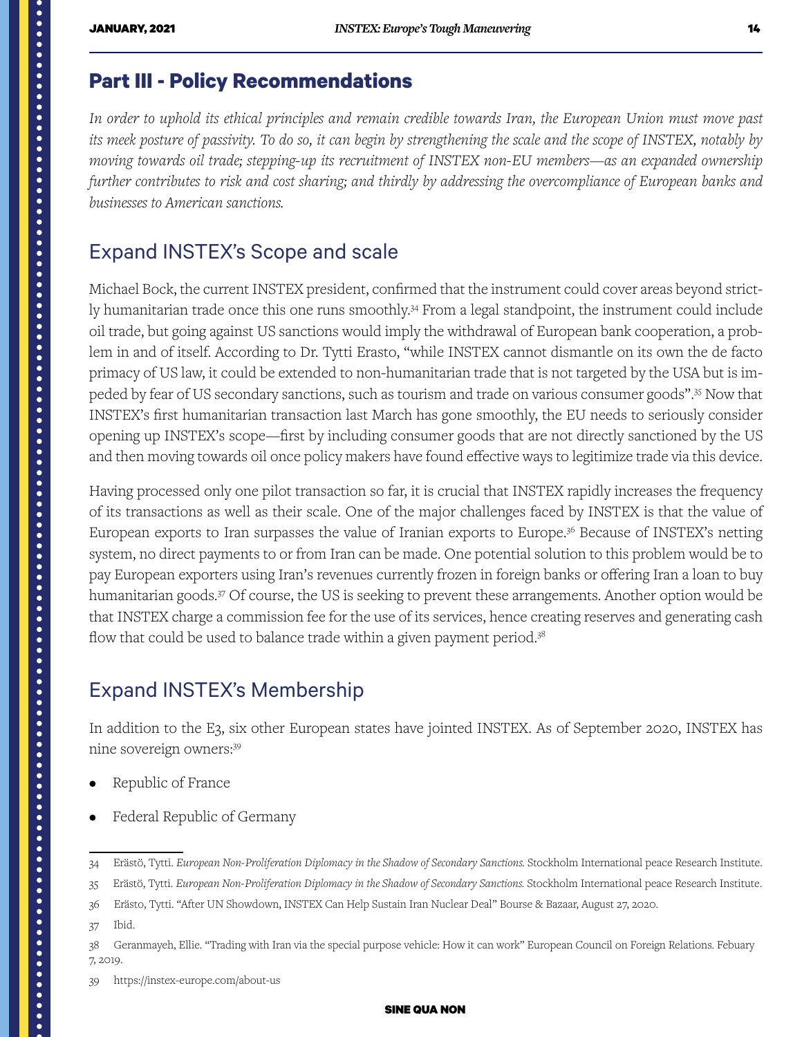## Part III - Policy Recommendations

*In order to uphold its ethical principles and remain credible towards Iran, the European Union must move past its meek posture of passivity. To do so, it can begin by strengthening the scale and the scope of INSTEX, notably by moving towards oil trade; stepping-up its recruitment of INSTEX non-EU members—as an expanded ownership further contributes to risk and cost sharing; and thirdly by addressing the overcompliance of European banks and businesses to American sanctions.*

### Expand INSTEX's Scope and scale

Michael Bock, the current INSTEX president, confirmed that the instrument could cover areas beyond strictly humanitarian trade once this one runs smoothly.[34] From a legal standpoint, the instrument could include oil trade, but going against US sanctions would imply the withdrawal of European bank cooperation, a problem in and of itself. According to Dr. Tytti Erasto, "while INSTEX cannot dismantle on its own the de facto primacy of US law, it could be extended to non-humanitarian trade that is not targeted by the USA but is impeded by fear of US secondary sanctions, such as tourism and trade on various consumer goods".[35] Now that INSTEX's first humanitarian transaction last March has gone smoothly, the EU needs to seriously consider opening up INSTEX's scope—first by including consumer goods that are not directly sanctioned by the US and then moving towards oil once policy makers have found effective ways to legitimize trade via this device.

Having processed only one pilot transaction so far, it is crucial that INSTEX rapidly increases the frequency of its transactions as well as their scale. One of the major challenges faced by INSTEX is that the value of European exports to Iran surpasses the value of Iranian exports to Europe.[36] Because of INSTEX's netting system, no direct payments to or from Iran can be made. One potential solution to this problem would be to pay European exporters using Iran's revenues currently frozen in foreign banks or offering Iran a loan to buy humanitarian goods.[37] Of course, the US is seeking to prevent these arrangements. Another option would be that INSTEX charge a commission fee for the use of its services, hence creating reserves and generating cash flow that could be used to balance trade within a given payment period.[38]

### Expand INSTEX's Membership

In addition to the E3, six other European states have jointed INSTEX. As of September 2020, INSTEX has nine sovereign owners:[39]

- Republic of France
- Federal Republic of Germany

---

34 Erästö, Tytti. *European Non-Proliferation Diplomacy in the Shadow of Secondary Sanctions.* Stockholm International peace Research Institute.

35 Erästö, Tytti. *European Non-Proliferation Diplomacy in the Shadow of Secondary Sanctions.* Stockholm International peace Research Institute.

36 Erästo, Tytti. "After UN Showdown, INSTEX Can Help Sustain Iran Nuclear Deal" Bourse & Bazaar, August 27, 2020.

37 Ibid.

38 Geranmayeh, Ellie. "Trading with Iran via the special purpose vehicle: How it can work" European Council on Foreign Relations. Febuary 7, 2019.

39 https://instex-europe.com/about-us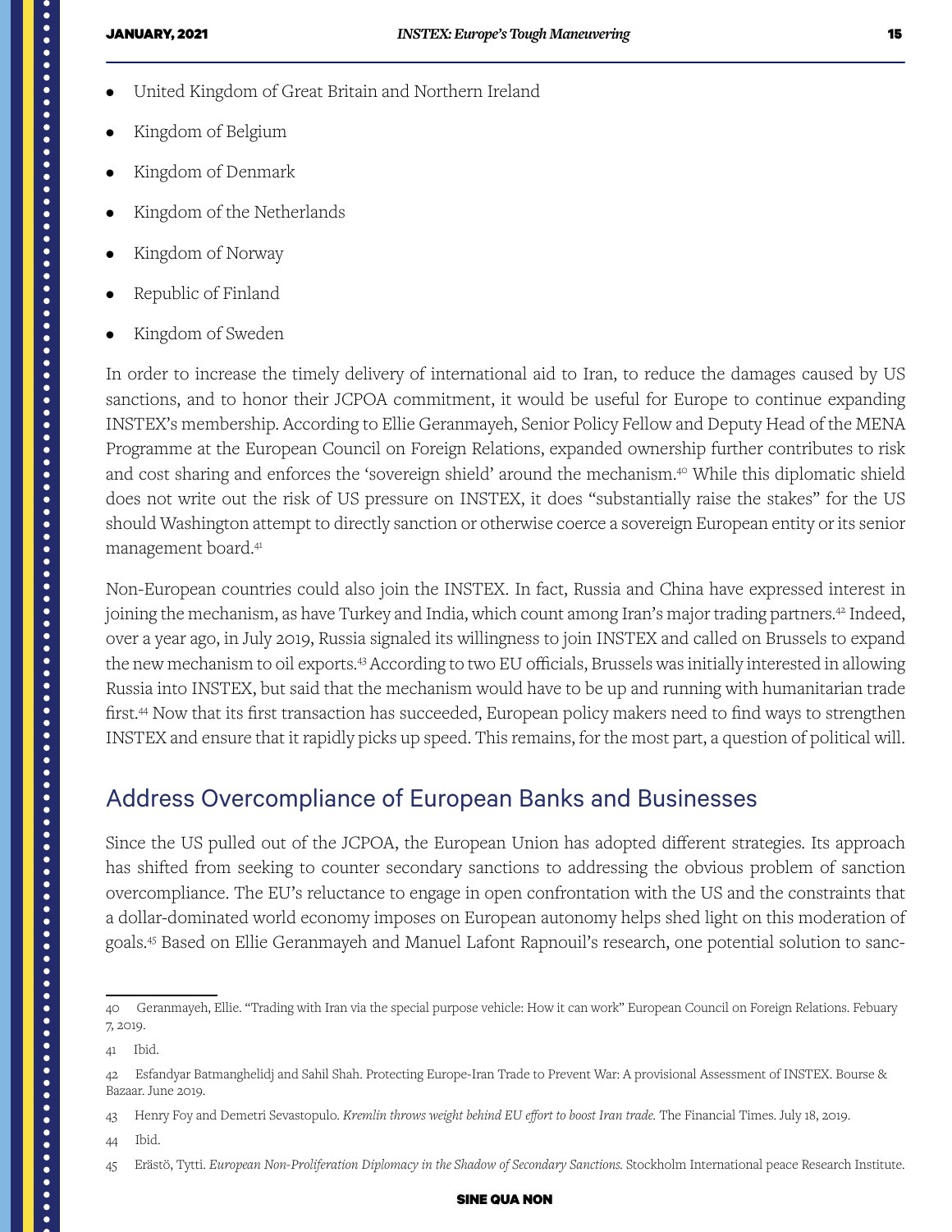- United Kingdom of Great Britain and Northern Ireland
- Kingdom of Belgium
- Kingdom of Denmark
- Kingdom of the Netherlands
- Kingdom of Norway
- Republic of Finland
- Kingdom of Sweden

In order to increase the timely delivery of international aid to Iran, to reduce the damages caused by US sanctions, and to honor their JCPOA commitment, it would be useful for Europe to continue expanding INSTEX's membership. According to Ellie Geranmayeh, Senior Policy Fellow and Deputy Head of the MENA Programme at the European Council on Foreign Relations, expanded ownership further contributes to risk and cost sharing and enforces the 'sovereign shield' around the mechanism.[40] While this diplomatic shield does not write out the risk of US pressure on INSTEX, it does "substantially raise the stakes" for the US should Washington attempt to directly sanction or otherwise coerce a sovereign European entity or its senior management board.[41]

Non-European countries could also join the INSTEX. In fact, Russia and China have expressed interest in joining the mechanism, as have Turkey and India, which count among Iran's major trading partners.[42] Indeed, over a year ago, in July 2019, Russia signaled its willingness to join INSTEX and called on Brussels to expand the new mechanism to oil exports.[43] According to two EU officials, Brussels was initially interested in allowing Russia into INSTEX, but said that the mechanism would have to be up and running with humanitarian trade first.[44] Now that its first transaction has succeeded, European policy makers need to find ways to strengthen INSTEX and ensure that it rapidly picks up speed. This remains, for the most part, a question of political will.

## Address Overcompliance of European Banks and Businesses

Since the US pulled out of the JCPOA, the European Union has adopted different strategies. Its approach has shifted from seeking to counter secondary sanctions to addressing the obvious problem of sanction overcompliance. The EU's reluctance to engage in open confrontation with the US and the constraints that a dollar-dominated world economy imposes on European autonomy helps shed light on this moderation of goals.[45] Based on Ellie Geranmayeh and Manuel Lafont Rapnouil's research, one potential solution to sanc-

---

40 Geranmayeh, Ellie. "Trading with Iran via the special purpose vehicle: How it can work" European Council on Foreign Relations. Febuary 7, 2019.

41 Ibid.

42 Esfandyar Batmanghelidj and Sahil Shah. Protecting Europe-Iran Trade to Prevent War: A provisional Assessment of INSTEX. Bourse & Bazaar. June 2019.

43 Henry Foy and Demetri Sevastopulo. *Kremlin throws weight behind EU effort to boost Iran trade.* The Financial Times. July 18, 2019.

44 Ibid.

45 Erästö, Tytti. *European Non-Proliferation Diplomacy in the Shadow of Secondary Sanctions.* Stockholm International peace Research Institute.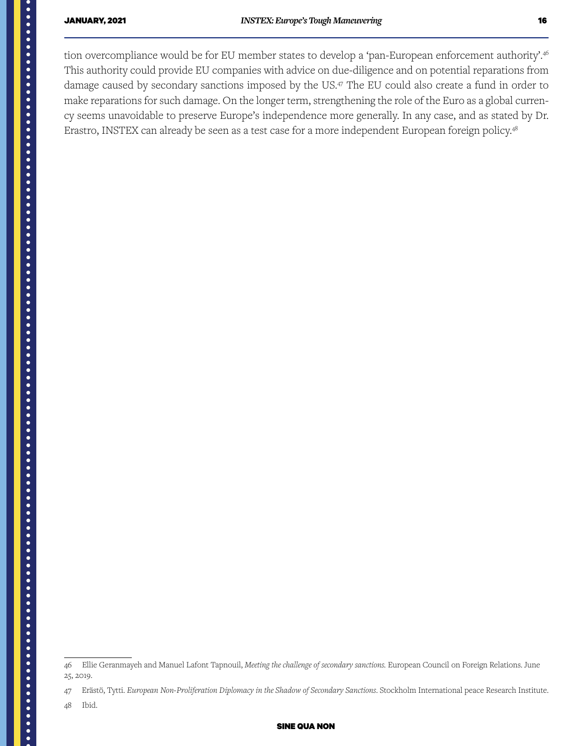tion overcompliance would be for EU member states to develop a 'pan-European enforcement authority'.[46] This authority could provide EU companies with advice on due-diligence and on potential reparations from damage caused by secondary sanctions imposed by the US.[47] The EU could also create a fund in order to make reparations for such damage. On the longer term, strengthening the role of the Euro as a global currency seems unavoidable to preserve Europe's independence more generally. In any case, and as stated by Dr. Erastro, INSTEX can already be seen as a test case for a more independent European foreign policy.[48]

---

46 Ellie Geranmayeh and Manuel Lafont Tapnouil, *Meeting the challenge of secondary sanctions.* European Council on Foreign Relations. June 25, 2019.

47 Erästö, Tytti. *European Non-Proliferation Diplomacy in the Shadow of Secondary Sanctions*. Stockholm International peace Research Institute.

48 Ibid.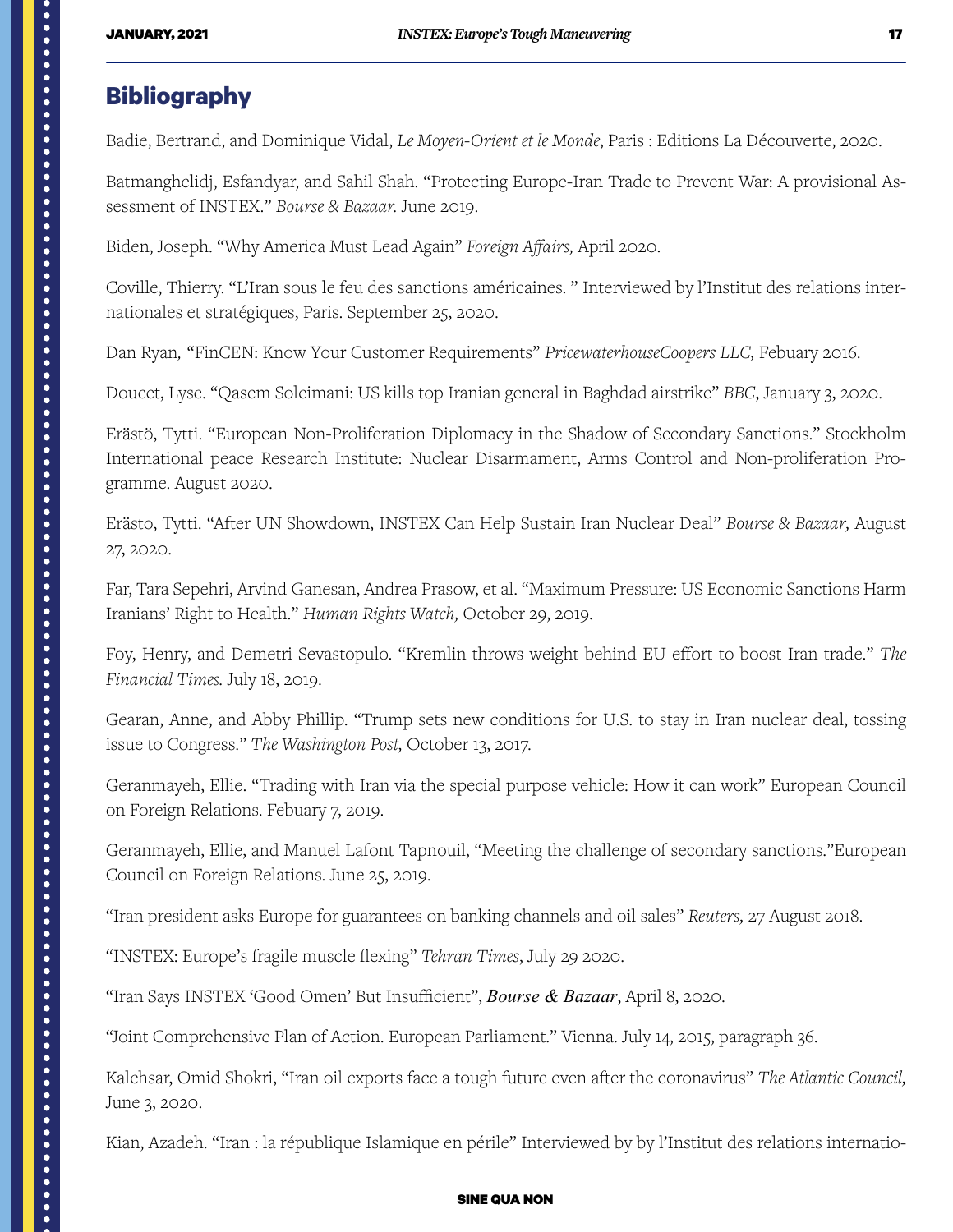## Bibliography

Badie, Bertrand, and Dominique Vidal, *Le Moyen-Orient et le Monde*, Paris : Editions La Découverte, 2020.

Batmanghelidj, Esfandyar, and Sahil Shah. "Protecting Europe-Iran Trade to Prevent War: A provisional Assessment of INSTEX." *Bourse & Bazaar.* June 2019.

Biden, Joseph. "Why America Must Lead Again" *Foreign Affairs,* April 2020.

Coville, Thierry. "L'Iran sous le feu des sanctions américaines. " Interviewed by l'Institut des relations internationales et stratégiques, Paris. September 25, 2020.

Dan Ryan, "FinCEN: Know Your Customer Requirements" *PricewaterhouseCoopers LLC,* Febuary 2016.

Doucet, Lyse. "Qasem Soleimani: US kills top Iranian general in Baghdad airstrike" *BBC*, January 3, 2020.

Erästö, Tytti. "European Non-Proliferation Diplomacy in the Shadow of Secondary Sanctions." Stockholm International peace Research Institute: Nuclear Disarmament, Arms Control and Non-proliferation Programme. August 2020.

Erästo, Tytti. "After UN Showdown, INSTEX Can Help Sustain Iran Nuclear Deal" *Bourse & Bazaar,* August 27, 2020.

Far, Tara Sepehri, Arvind Ganesan, Andrea Prasow, et al. "Maximum Pressure: US Economic Sanctions Harm Iranians' Right to Health." *Human Rights Watch,* October 29, 2019.

Foy, Henry, and Demetri Sevastopulo. "Kremlin throws weight behind EU effort to boost Iran trade." *The Financial Times.* July 18, 2019.

Gearan, Anne, and Abby Phillip. "Trump sets new conditions for U.S. to stay in Iran nuclear deal, tossing issue to Congress." *The Washington Post,* October 13, 2017.

Geranmayeh, Ellie. "Trading with Iran via the special purpose vehicle: How it can work" European Council on Foreign Relations. Febuary 7, 2019.

Geranmayeh, Ellie, and Manuel Lafont Tapnouil, "Meeting the challenge of secondary sanctions."European Council on Foreign Relations. June 25, 2019.

"Iran president asks Europe for guarantees on banking channels and oil sales" *Reuters,* 27 August 2018.

"INSTEX: Europe's fragile muscle flexing" *Tehran Times*, July 29 2020.

"Iran Says INSTEX 'Good Omen' But Insufficient", ***Bourse & Bazaar***, April 8, 2020.

"Joint Comprehensive Plan of Action. European Parliament." Vienna. July 14, 2015, paragraph 36.

Kalehsar, Omid Shokri, "Iran oil exports face a tough future even after the coronavirus" *The Atlantic Council,* June 3, 2020.

Kian, Azadeh. "Iran : la république Islamique en périle" Interviewed by by l'Institut des relations internatio-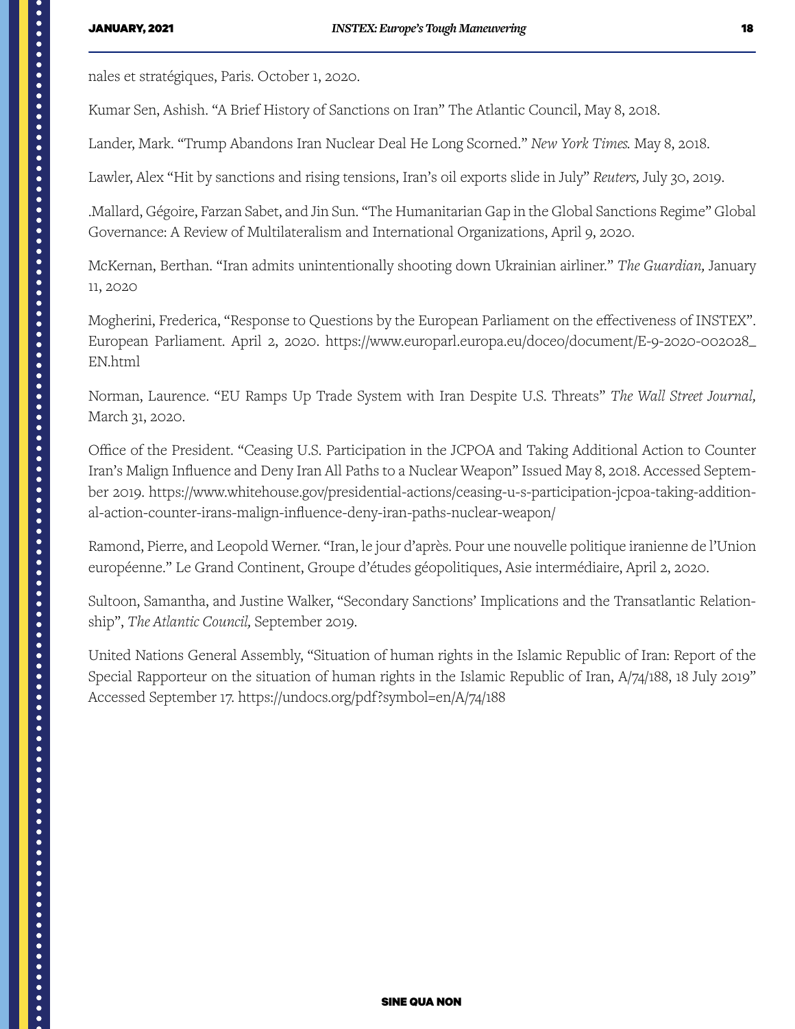nales et stratégiques, Paris. October 1, 2020.

Kumar Sen, Ashish. “A Brief History of Sanctions on Iran” The Atlantic Council, May 8, 2018.

Lander, Mark. “Trump Abandons Iran Nuclear Deal He Long Scorned.” *New York Times.* May 8, 2018.

Lawler, Alex “Hit by sanctions and rising tensions, Iran’s oil exports slide in July” *Reuters,* July 30, 2019.

.Mallard, Gégoire, Farzan Sabet, and Jin Sun. “The Humanitarian Gap in the Global Sanctions Regime” Global Governance: A Review of Multilateralism and International Organizations, April 9, 2020.

McKernan, Berthan. “Iran admits unintentionally shooting down Ukrainian airliner.” *The Guardian,* January 11, 2020

Mogherini, Frederica, “Response to Questions by the European Parliament on the effectiveness of INSTEX”. European Parliament. April 2, 2020. https://www.europarl.europa.eu/doceo/document/E-9-2020-002028_EN.html

Norman, Laurence. “EU Ramps Up Trade System with Iran Despite U.S. Threats” *The Wall Street Journal,* March 31, 2020.

Office of the President. “Ceasing U.S. Participation in the JCPOA and Taking Additional Action to Counter Iran’s Malign Influence and Deny Iran All Paths to a Nuclear Weapon” Issued May 8, 2018. Accessed September 2019. https://www.whitehouse.gov/presidential-actions/ceasing-u-s-participation-jcpoa-taking-additional-action-counter-irans-malign-influence-deny-iran-paths-nuclear-weapon/

Ramond, Pierre, and Leopold Werner. “Iran, le jour d’après. Pour une nouvelle politique iranienne de l’Union européenne.” Le Grand Continent, Groupe d’études géopolitiques, Asie intermédiaire, April 2, 2020.

Sultoon, Samantha, and Justine Walker, “Secondary Sanctions’ Implications and the Transatlantic Relationship”, *The Atlantic Council,* September 2019.

United Nations General Assembly, “Situation of human rights in the Islamic Republic of Iran: Report of the Special Rapporteur on the situation of human rights in the Islamic Republic of Iran, A/74/188, 18 July 2019” Accessed September 17. https://undocs.org/pdf?symbol=en/A/74/188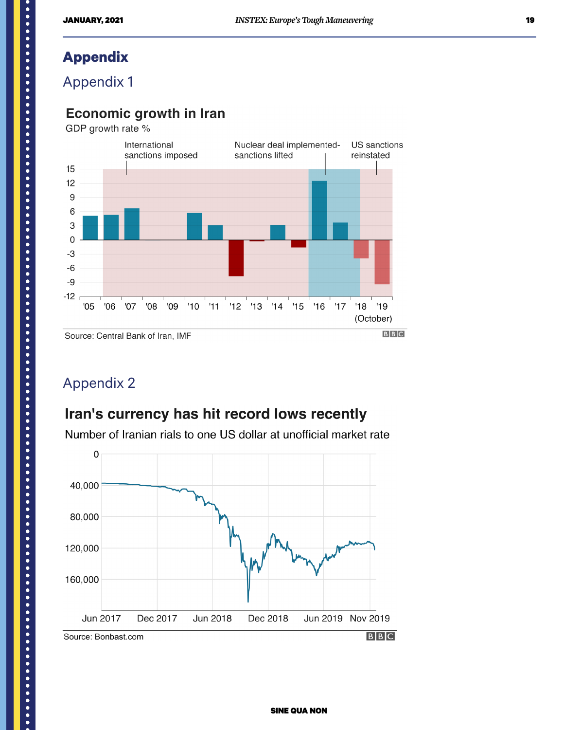# Appendix

## Appendix 1

### Economic growth in Iran

GDP growth rate %

International sanctions imposed — Nuclear deal implemented-sanctions lifted — US sanctions reinstated

'05 '06 '07 '08 '09 '10 '11 '12 '13 '14 '15 '16 '17 '18 '19 (October)

Source: Central Bank of Iran, IMF

## Appendix 2

### Iran's currency has hit record lows recently

Number of Iranian rials to one US dollar at unofficial market rate

Jun 2017 Dec 2017 Jun 2018 Dec 2018 Jun 2019 Nov 2019

Source: Bonbast.com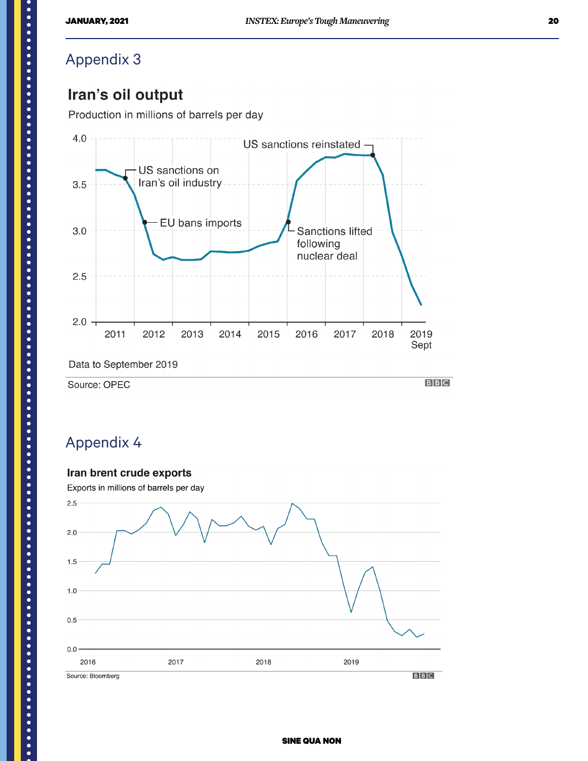## Appendix 3

### Iran's oil output

Production in millions of barrels per day

4.0
3.5
3.0
2.5
2.0

2011 2012 2013 2014 2015 2016 2017 2018 2019 Sept

US sanctions on Iran's oil industry

EU bans imports

Sanctions lifted following nuclear deal

US sanctions reinstated

Data to September 2019

Source: OPEC

BBC

## Appendix 4

### Iran brent crude exports

Exports in millions of barrels per day

2.5
2.0
1.5
1.0
0.5
0.0

2016 2017 2018 2019

Source: Bloomberg

BBC